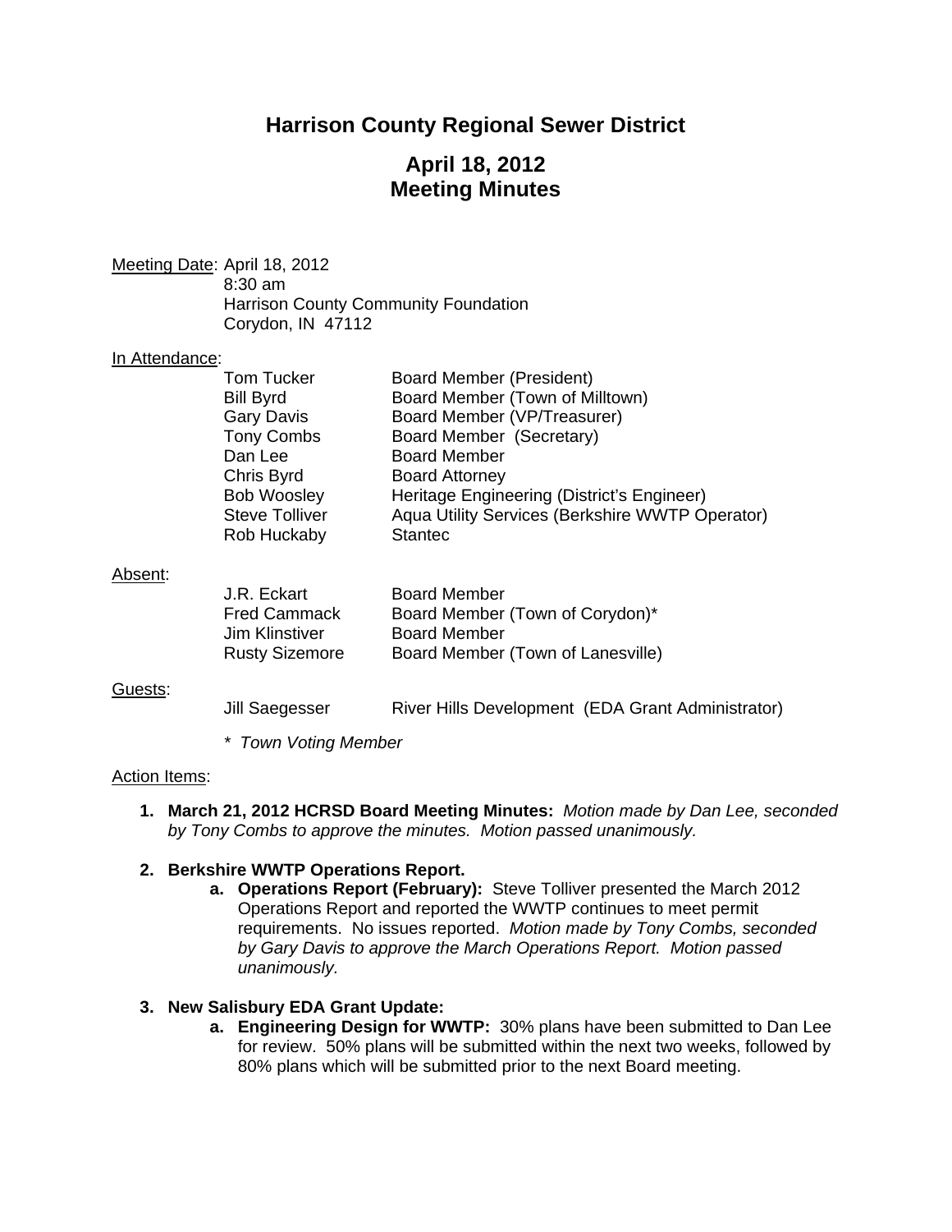# Harrison County Regional Sewer District

## April 18, 2012
## Meeting Minutes

Meeting Date: April 18, 2012
8:30 am
Harrison County Community Foundation
Corydon, IN 47112

In Attendance:

| | |
|---|---|
| Tom Tucker | Board Member (President) |
| Bill Byrd | Board Member (Town of Milltown) |
| Gary Davis | Board Member (VP/Treasurer) |
| Tony Combs | Board Member (Secretary) |
| Dan Lee | Board Member |
| Chris Byrd | Board Attorney |
| Bob Woosley | Heritage Engineering (District's Engineer) |
| Steve Tolliver | Aqua Utility Services (Berkshire WWTP Operator) |
| Rob Huckaby | Stantec |

Absent:

| | |
|---|---|
| J.R. Eckart | Board Member |
| Fred Cammack | Board Member (Town of Corydon)* |
| Jim Klinstiver | Board Member |
| Rusty Sizemore | Board Member (Town of Lanesville) |

Guests:

| | |
|---|---|
| Jill Saegesser | River Hills Development (EDA Grant Administrator) |

*\* Town Voting Member*

Action Items:

1. **March 21, 2012 HCRSD Board Meeting Minutes:** *Motion made by Dan Lee, seconded by Tony Combs to approve the minutes. Motion passed unanimously.*

2. **Berkshire WWTP Operations Report.**
   a. **Operations Report (February):** Steve Tolliver presented the March 2012 Operations Report and reported the WWTP continues to meet permit requirements. No issues reported. *Motion made by Tony Combs, seconded by Gary Davis to approve the March Operations Report. Motion passed unanimously.*

3. **New Salisbury EDA Grant Update:**
   a. **Engineering Design for WWTP:** 30% plans have been submitted to Dan Lee for review. 50% plans will be submitted within the next two weeks, followed by 80% plans which will be submitted prior to the next Board meeting.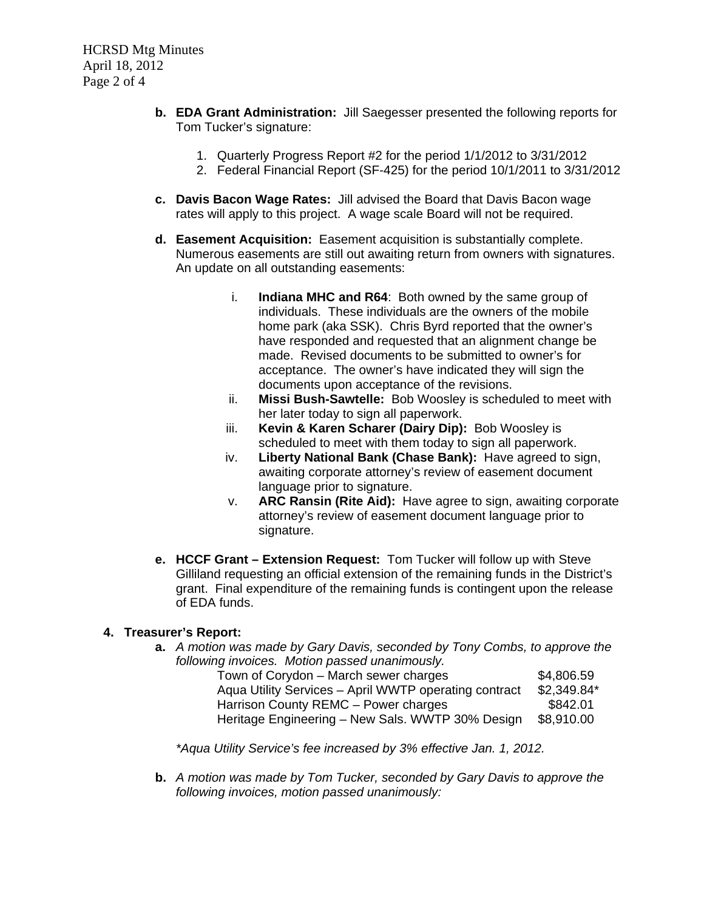**b. EDA Grant Administration:** Jill Saegesser presented the following reports for Tom Tucker's signature:

1. Quarterly Progress Report #2 for the period 1/1/2012 to 3/31/2012
2. Federal Financial Report (SF-425) for the period 10/1/2011 to 3/31/2012

**c. Davis Bacon Wage Rates:** Jill advised the Board that Davis Bacon wage rates will apply to this project. A wage scale Board will not be required.

**d. Easement Acquisition:** Easement acquisition is substantially complete. Numerous easements are still out awaiting return from owners with signatures. An update on all outstanding easements:

i. **Indiana MHC and R64**: Both owned by the same group of individuals. These individuals are the owners of the mobile home park (aka SSK). Chris Byrd reported that the owner's have responded and requested that an alignment change be made. Revised documents to be submitted to owner's for acceptance. The owner's have indicated they will sign the documents upon acceptance of the revisions.

ii. **Missi Bush-Sawtelle:** Bob Woosley is scheduled to meet with her later today to sign all paperwork.

iii. **Kevin & Karen Scharer (Dairy Dip):** Bob Woosley is scheduled to meet with them today to sign all paperwork.

iv. **Liberty National Bank (Chase Bank):** Have agreed to sign, awaiting corporate attorney's review of easement document language prior to signature.

v. **ARC Ransin (Rite Aid):** Have agree to sign, awaiting corporate attorney's review of easement document language prior to signature.

**e. HCCF Grant – Extension Request:** Tom Tucker will follow up with Steve Gilliland requesting an official extension of the remaining funds in the District's grant. Final expenditure of the remaining funds is contingent upon the release of EDA funds.

**4. Treasurer's Report:**

**a.** *A motion was made by Gary Davis, seconded by Tony Combs, to approve the following invoices. Motion passed unanimously.*

| | |
|---|---|
| Town of Corydon – March sewer charges | $4,806.59 |
| Aqua Utility Services – April WWTP operating contract | $2,349.84* |
| Harrison County REMC – Power charges | $842.01 |
| Heritage Engineering – New Sals. WWTP 30% Design | $8,910.00 |

*\*Aqua Utility Service's fee increased by 3% effective Jan. 1, 2012.*

**b.** *A motion was made by Tom Tucker, seconded by Gary Davis to approve the following invoices, motion passed unanimously:*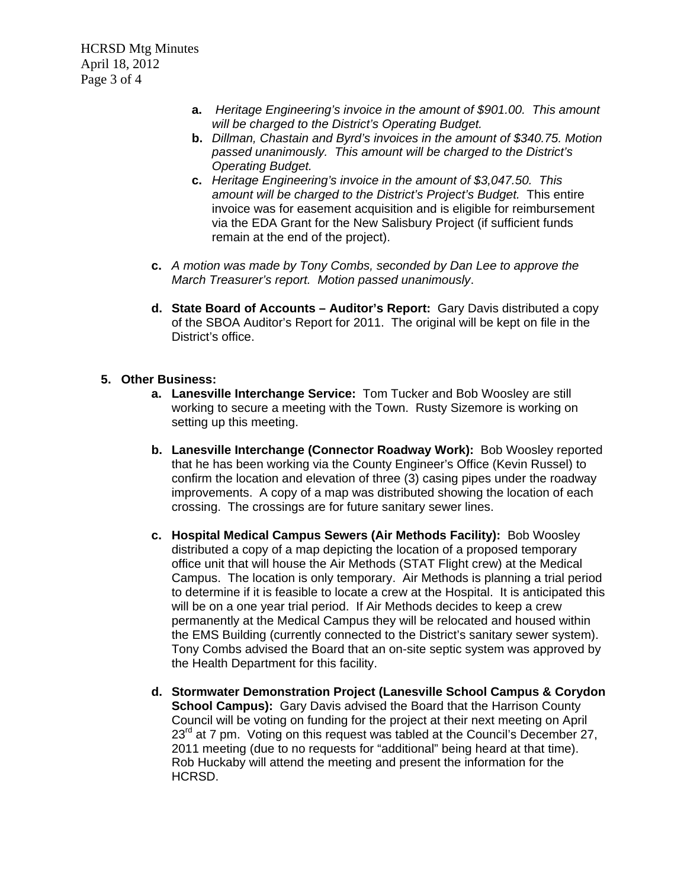- **a.** *Heritage Engineering's invoice in the amount of $901.00. This amount will be charged to the District's Operating Budget.*
- **b.** *Dillman, Chastain and Byrd's invoices in the amount of $340.75. Motion passed unanimously. This amount will be charged to the District's Operating Budget.*
- **c.** *Heritage Engineering's invoice in the amount of $3,047.50. This amount will be charged to the District's Project's Budget.* This entire invoice was for easement acquisition and is eligible for reimbursement via the EDA Grant for the New Salisbury Project (if sufficient funds remain at the end of the project).

**c.** *A motion was made by Tony Combs, seconded by Dan Lee to approve the March Treasurer's report. Motion passed unanimously*.

**d. State Board of Accounts – Auditor's Report:** Gary Davis distributed a copy of the SBOA Auditor's Report for 2011. The original will be kept on file in the District's office.

**5. Other Business:**

**a. Lanesville Interchange Service:** Tom Tucker and Bob Woosley are still working to secure a meeting with the Town. Rusty Sizemore is working on setting up this meeting.

**b. Lanesville Interchange (Connector Roadway Work):** Bob Woosley reported that he has been working via the County Engineer's Office (Kevin Russel) to confirm the location and elevation of three (3) casing pipes under the roadway improvements. A copy of a map was distributed showing the location of each crossing. The crossings are for future sanitary sewer lines.

**c. Hospital Medical Campus Sewers (Air Methods Facility):** Bob Woosley distributed a copy of a map depicting the location of a proposed temporary office unit that will house the Air Methods (STAT Flight crew) at the Medical Campus. The location is only temporary. Air Methods is planning a trial period to determine if it is feasible to locate a crew at the Hospital. It is anticipated this will be on a one year trial period. If Air Methods decides to keep a crew permanently at the Medical Campus they will be relocated and housed within the EMS Building (currently connected to the District's sanitary sewer system). Tony Combs advised the Board that an on-site septic system was approved by the Health Department for this facility.

**d. Stormwater Demonstration Project (Lanesville School Campus & Corydon School Campus):** Gary Davis advised the Board that the Harrison County Council will be voting on funding for the project at their next meeting on April 23rd at 7 pm. Voting on this request was tabled at the Council's December 27, 2011 meeting (due to no requests for "additional" being heard at that time). Rob Huckaby will attend the meeting and present the information for the HCRSD.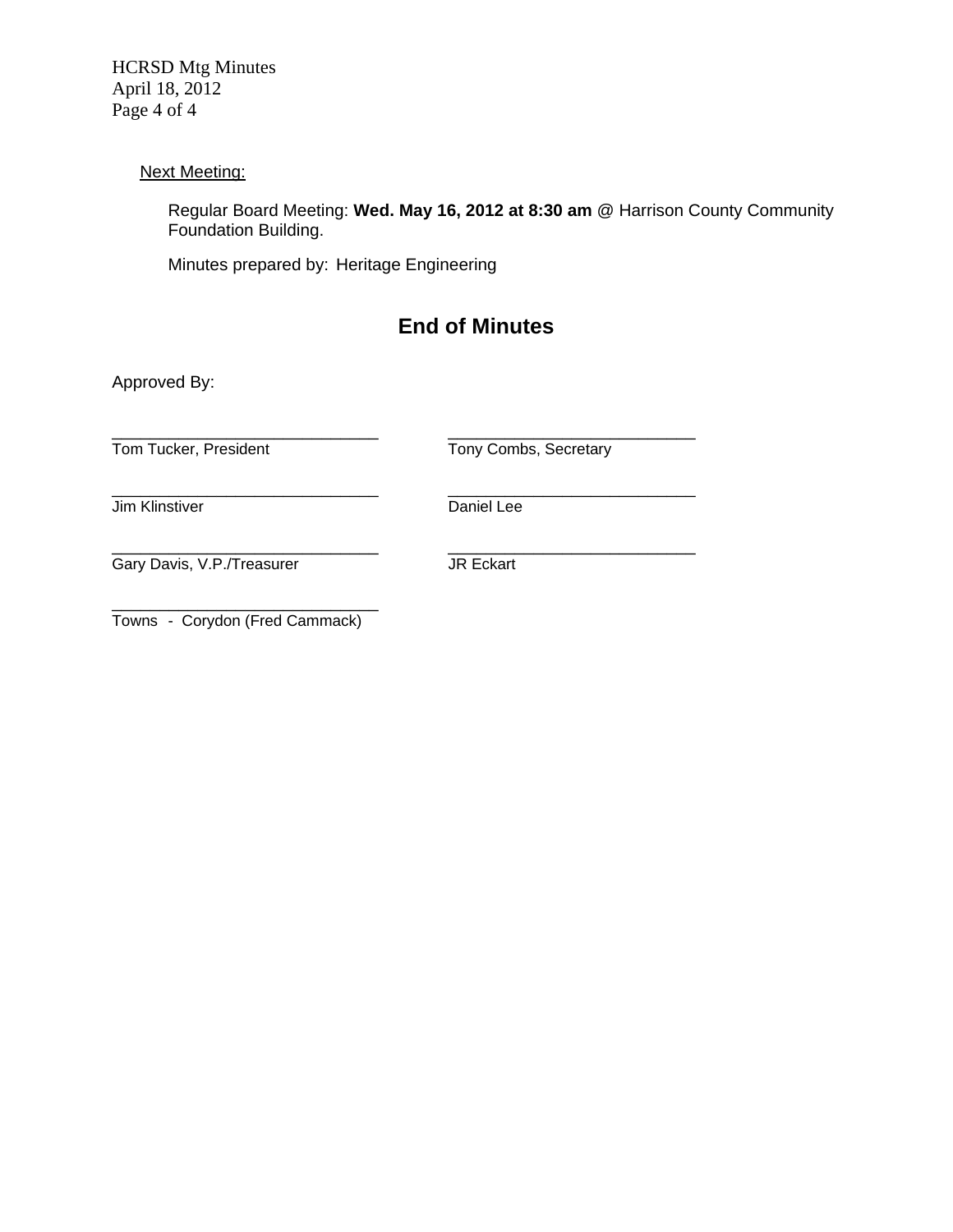Next Meeting:

Regular Board Meeting: **Wed. May 16, 2012 at 8:30 am** @ Harrison County Community Foundation Building.

Minutes prepared by: Heritage Engineering

## End of Minutes

Approved By:

\_\_\_\_\_\_\_\_\_\_\_\_\_\_\_\_\_\_\_\_\_\_\_\_\_\_\_\_\_\_
Tom Tucker, President

\_\_\_\_\_\_\_\_\_\_\_\_\_\_\_\_\_\_\_\_\_\_\_\_\_\_\_\_\_\_
Tony Combs, Secretary

\_\_\_\_\_\_\_\_\_\_\_\_\_\_\_\_\_\_\_\_\_\_\_\_\_\_\_\_\_\_
Jim Klinstiver

\_\_\_\_\_\_\_\_\_\_\_\_\_\_\_\_\_\_\_\_\_\_\_\_\_\_\_\_\_\_
Daniel Lee

\_\_\_\_\_\_\_\_\_\_\_\_\_\_\_\_\_\_\_\_\_\_\_\_\_\_\_\_\_\_
Gary Davis, V.P./Treasurer

\_\_\_\_\_\_\_\_\_\_\_\_\_\_\_\_\_\_\_\_\_\_\_\_\_\_\_\_\_\_
JR Eckart

\_\_\_\_\_\_\_\_\_\_\_\_\_\_\_\_\_\_\_\_\_\_\_\_\_\_\_\_\_\_
Towns - Corydon (Fred Cammack)